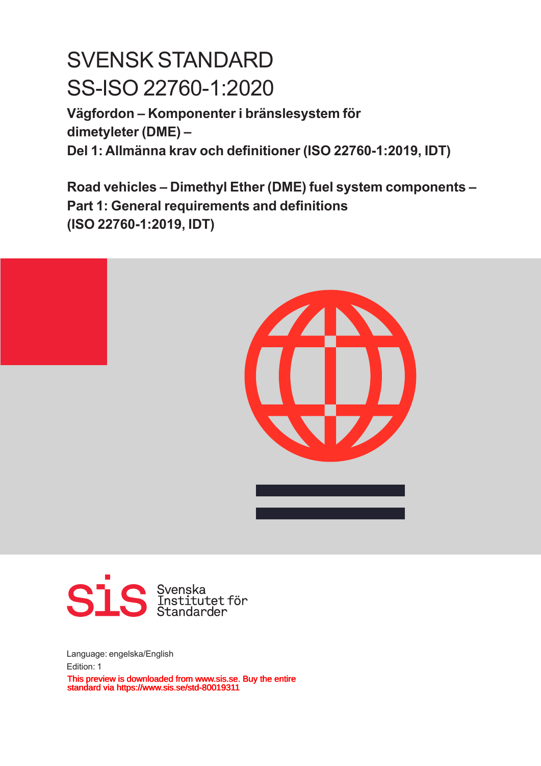# SVENSK STANDARD
# SS-ISO 22760-1:2020

**Vägfordon – Komponenter i bränslesystem för dimetyleter (DME) – Del 1: Allmänna krav och definitioner (ISO 22760-1:2019, IDT)**

**Road vehicles – Dimethyl Ether (DME) fuel system components – Part 1: General requirements and definitions (ISO 22760-1:2019, IDT)**

sis Svenska Institutet för Standarder

Language: engelska/English

Edition: 1

This preview is downloaded from www.sis.se. Buy the entire standard via https://www.sis.se/std-80019311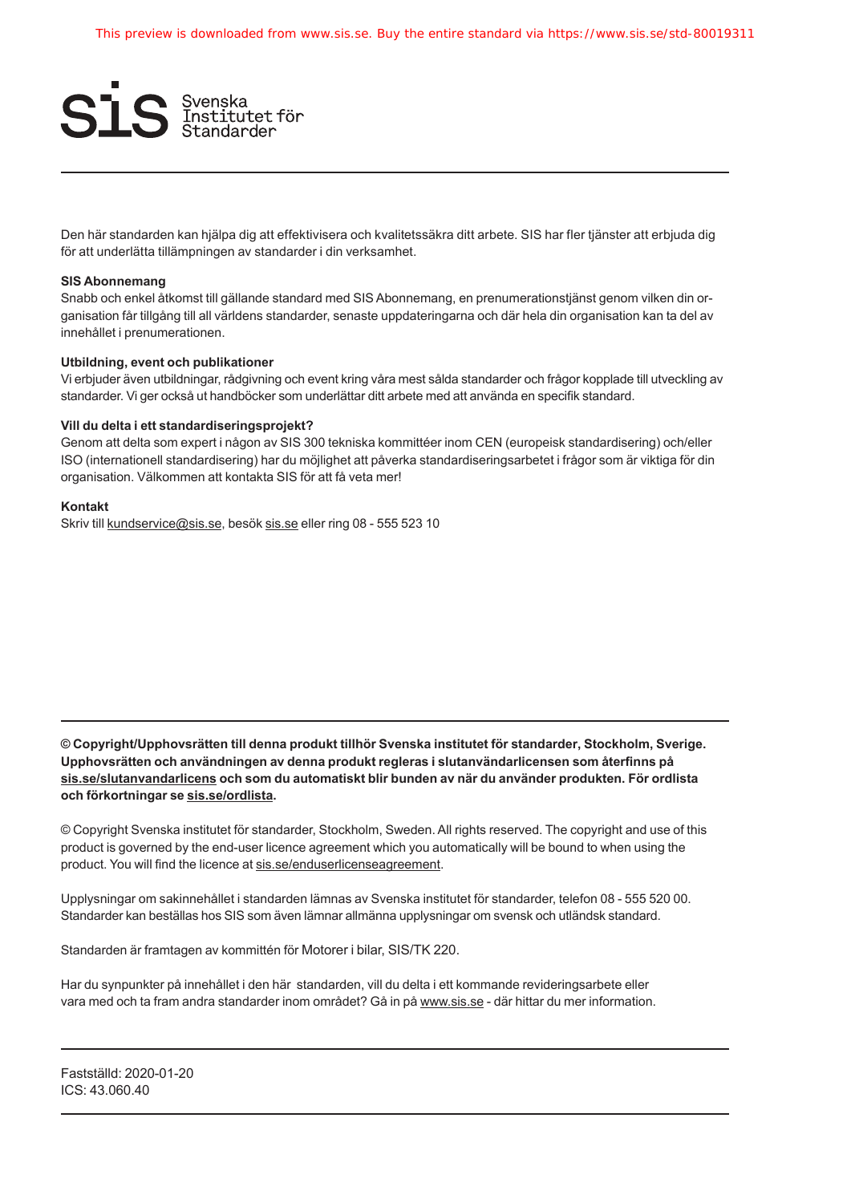Den här standarden kan hjälpa dig att effektivisera och kvalitetssäkra ditt arbete. SIS har fler tjänster att erbjuda dig för att underlätta tillämpningen av standarder i din verksamhet.

**SIS Abonnemang**
Snabb och enkel åtkomst till gällande standard med SIS Abonnemang, en prenumerationstjänst genom vilken din organisation får tillgång till all världens standarder, senaste uppdateringarna och där hela din organisation kan ta del av innehållet i prenumerationen.

**Utbildning, event och publikationer**
Vi erbjuder även utbildningar, rådgivning och event kring våra mest sålda standarder och frågor kopplade till utveckling av standarder. Vi ger också ut handböcker som underlättar ditt arbete med att använda en specifik standard.

**Vill du delta i ett standardiseringsprojekt?**
Genom att delta som expert i någon av SIS 300 tekniska kommittéer inom CEN (europeisk standardisering) och/eller ISO (internationell standardisering) har du möjlighet att påverka standardiseringsarbetet i frågor som är viktiga för din organisation. Välkommen att kontakta SIS för att få veta mer!

**Kontakt**
Skriv till kundservice@sis.se, besök sis.se eller ring 08 - 555 523 10

---

**© Copyright/Upphovsrätten till denna produkt tillhör Svenska institutet för standarder, Stockholm, Sverige. Upphovsrätten och användningen av denna produkt regleras i slutanvändarlicensen som återfinns på sis.se/slutanvandarlicens och som du automatiskt blir bunden av när du använder produkten. För ordlista och förkortningar se sis.se/ordlista.**

© Copyright Svenska institutet för standarder, Stockholm, Sweden. All rights reserved. The copyright and use of this product is governed by the end-user licence agreement which you automatically will be bound to when using the product. You will find the licence at sis.se/enduserlicenseagreement.

Upplysningar om sakinnehållet i standarden lämnas av Svenska institutet för standarder, telefon 08 - 555 520 00. Standarder kan beställas hos SIS som även lämnar allmänna upplysningar om svensk och utländsk standard.

Standarden är framtagen av kommittén för Motorer i bilar, SIS/TK 220.

Har du synpunkter på innehållet i den här standarden, vill du delta i ett kommande revideringsarbete eller vara med och ta fram andra standarder inom området? Gå in på www.sis.se - där hittar du mer information.

---

Fastställd: 2020-01-20
ICS: 43.060.40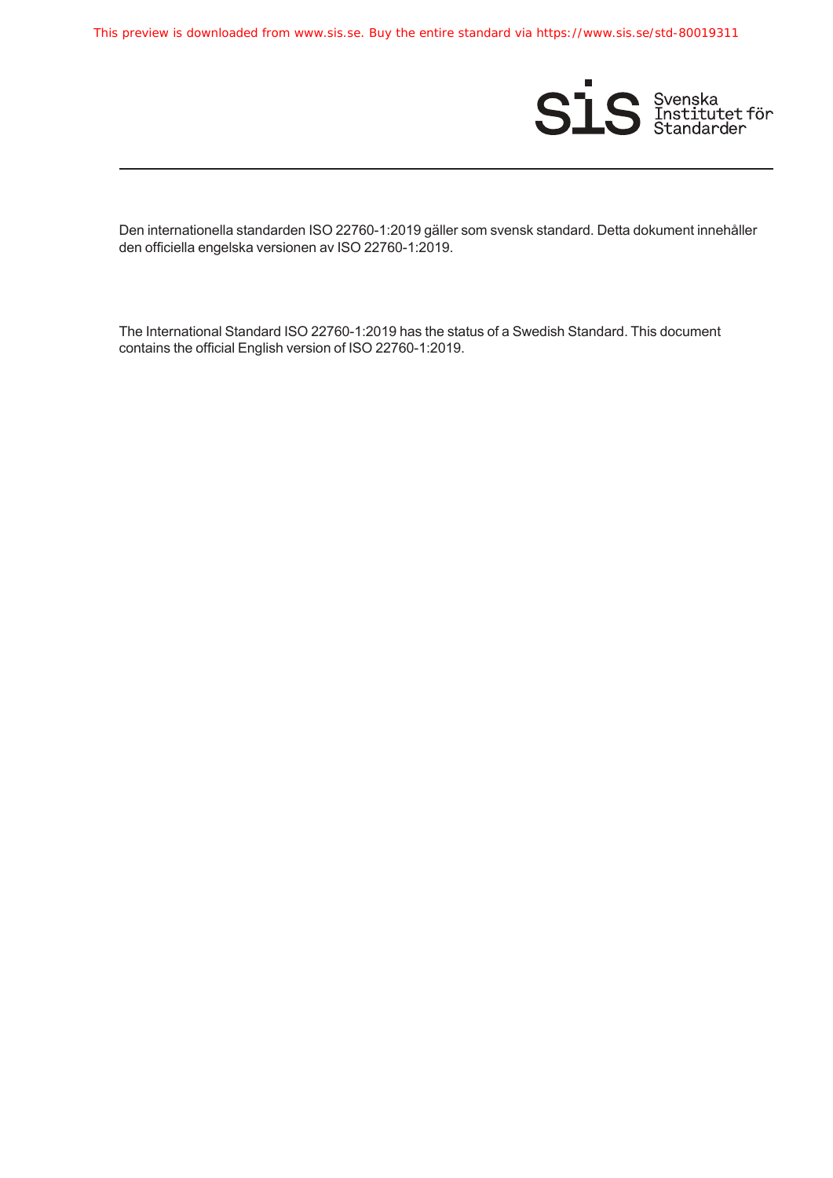Den internationella standarden ISO 22760-1:2019 gäller som svensk standard. Detta dokument innehåller den officiella engelska versionen av ISO 22760-1:2019.

The International Standard ISO 22760-1:2019 has the status of a Swedish Standard. This document contains the official English version of ISO 22760-1:2019.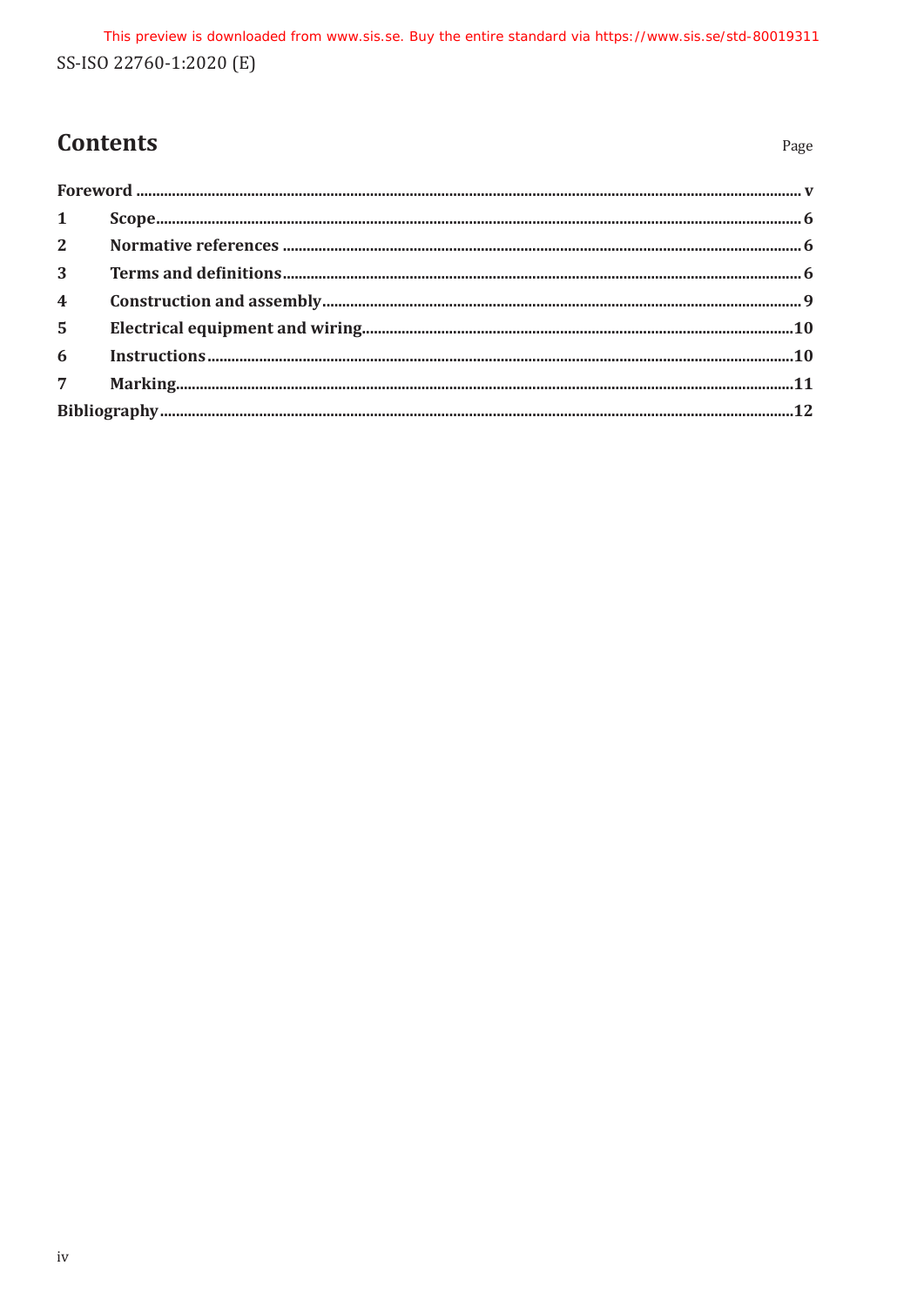# Contents

Page

| | | |
|---|---|---|
| **Foreword** | | **v** |
| **1** | **Scope** | **6** |
| **2** | **Normative references** | **6** |
| **3** | **Terms and definitions** | **6** |
| **4** | **Construction and assembly** | **9** |
| **5** | **Electrical equipment and wiring** | **10** |
| **6** | **Instructions** | **10** |
| **7** | **Marking** | **11** |
| **Bibliography** | | **12** |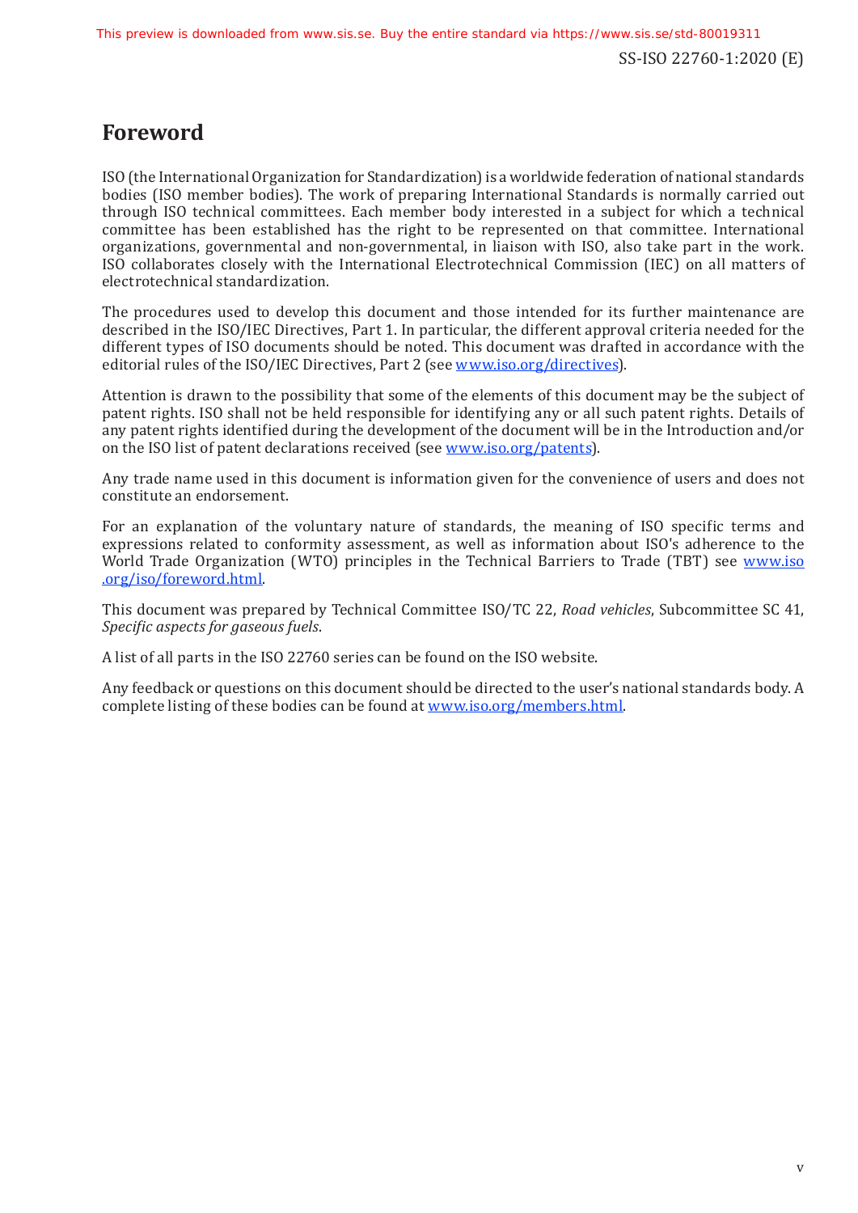# Foreword

ISO (the International Organization for Standardization) is a worldwide federation of national standards bodies (ISO member bodies). The work of preparing International Standards is normally carried out through ISO technical committees. Each member body interested in a subject for which a technical committee has been established has the right to be represented on that committee. International organizations, governmental and non-governmental, in liaison with ISO, also take part in the work. ISO collaborates closely with the International Electrotechnical Commission (IEC) on all matters of electrotechnical standardization.

The procedures used to develop this document and those intended for its further maintenance are described in the ISO/IEC Directives, Part 1. In particular, the different approval criteria needed for the different types of ISO documents should be noted. This document was drafted in accordance with the editorial rules of the ISO/IEC Directives, Part 2 (see www.iso.org/directives).

Attention is drawn to the possibility that some of the elements of this document may be the subject of patent rights. ISO shall not be held responsible for identifying any or all such patent rights. Details of any patent rights identified during the development of the document will be in the Introduction and/or on the ISO list of patent declarations received (see www.iso.org/patents).

Any trade name used in this document is information given for the convenience of users and does not constitute an endorsement.

For an explanation of the voluntary nature of standards, the meaning of ISO specific terms and expressions related to conformity assessment, as well as information about ISO's adherence to the World Trade Organization (WTO) principles in the Technical Barriers to Trade (TBT) see www.iso.org/iso/foreword.html.

This document was prepared by Technical Committee ISO/TC 22, *Road vehicles*, Subcommittee SC 41, *Specific aspects for gaseous fuels*.

A list of all parts in the ISO 22760 series can be found on the ISO website.

Any feedback or questions on this document should be directed to the user's national standards body. A complete listing of these bodies can be found at www.iso.org/members.html.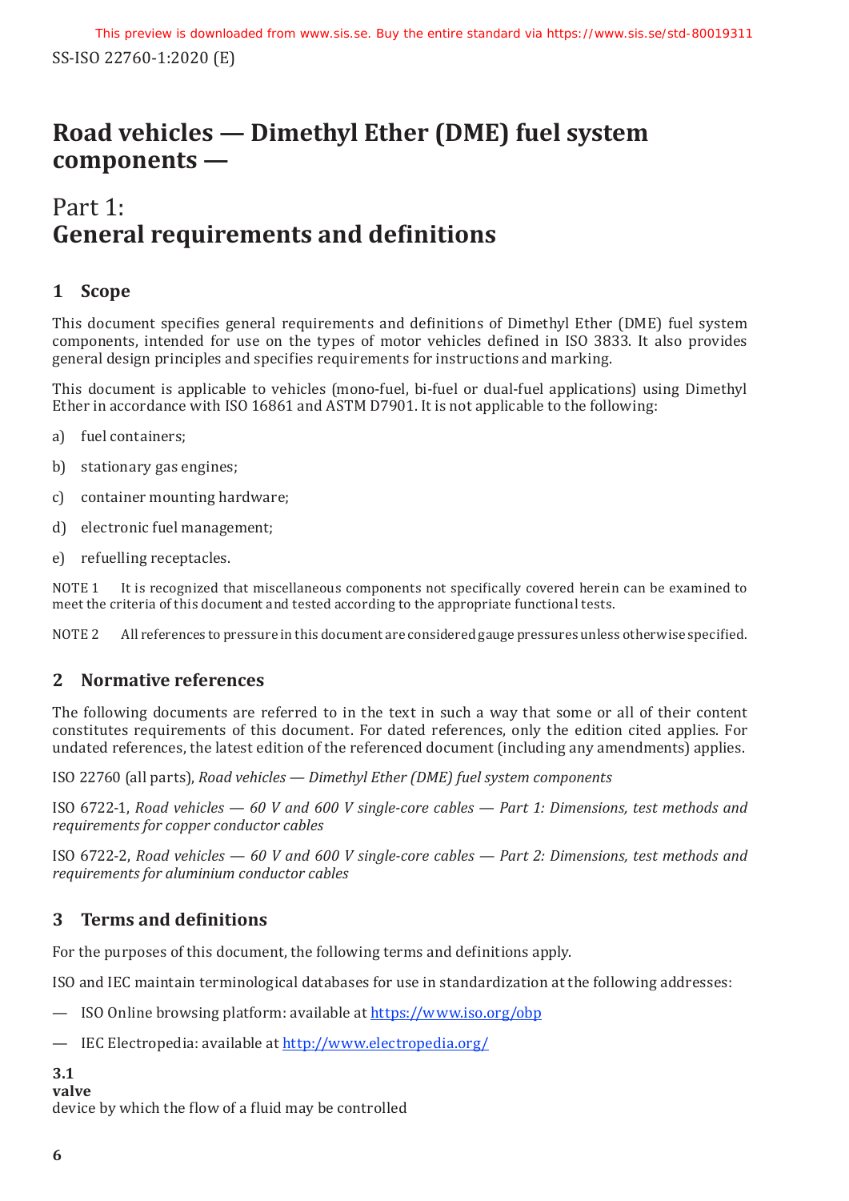# Road vehicles — Dimethyl Ether (DME) fuel system components —

# Part 1: General requirements and definitions

## 1 Scope

This document specifies general requirements and definitions of Dimethyl Ether (DME) fuel system components, intended for use on the types of motor vehicles defined in ISO 3833. It also provides general design principles and specifies requirements for instructions and marking.

This document is applicable to vehicles (mono-fuel, bi-fuel or dual-fuel applications) using Dimethyl Ether in accordance with ISO 16861 and ASTM D7901. It is not applicable to the following:

a) fuel containers;

b) stationary gas engines;

c) container mounting hardware;

d) electronic fuel management;

e) refuelling receptacles.

NOTE 1 It is recognized that miscellaneous components not specifically covered herein can be examined to meet the criteria of this document and tested according to the appropriate functional tests.

NOTE 2 All references to pressure in this document are considered gauge pressures unless otherwise specified.

## 2 Normative references

The following documents are referred to in the text in such a way that some or all of their content constitutes requirements of this document. For dated references, only the edition cited applies. For undated references, the latest edition of the referenced document (including any amendments) applies.

ISO 22760 (all parts), *Road vehicles — Dimethyl Ether (DME) fuel system components*

ISO 6722-1, *Road vehicles — 60 V and 600 V single-core cables — Part 1: Dimensions, test methods and requirements for copper conductor cables*

ISO 6722-2, *Road vehicles — 60 V and 600 V single-core cables — Part 2: Dimensions, test methods and requirements for aluminium conductor cables*

## 3 Terms and definitions

For the purposes of this document, the following terms and definitions apply.

ISO and IEC maintain terminological databases for use in standardization at the following addresses:

— ISO Online browsing platform: available at https://www.iso.org/obp

— IEC Electropedia: available at http://www.electropedia.org/

**3.1**
**valve**
device by which the flow of a fluid may be controlled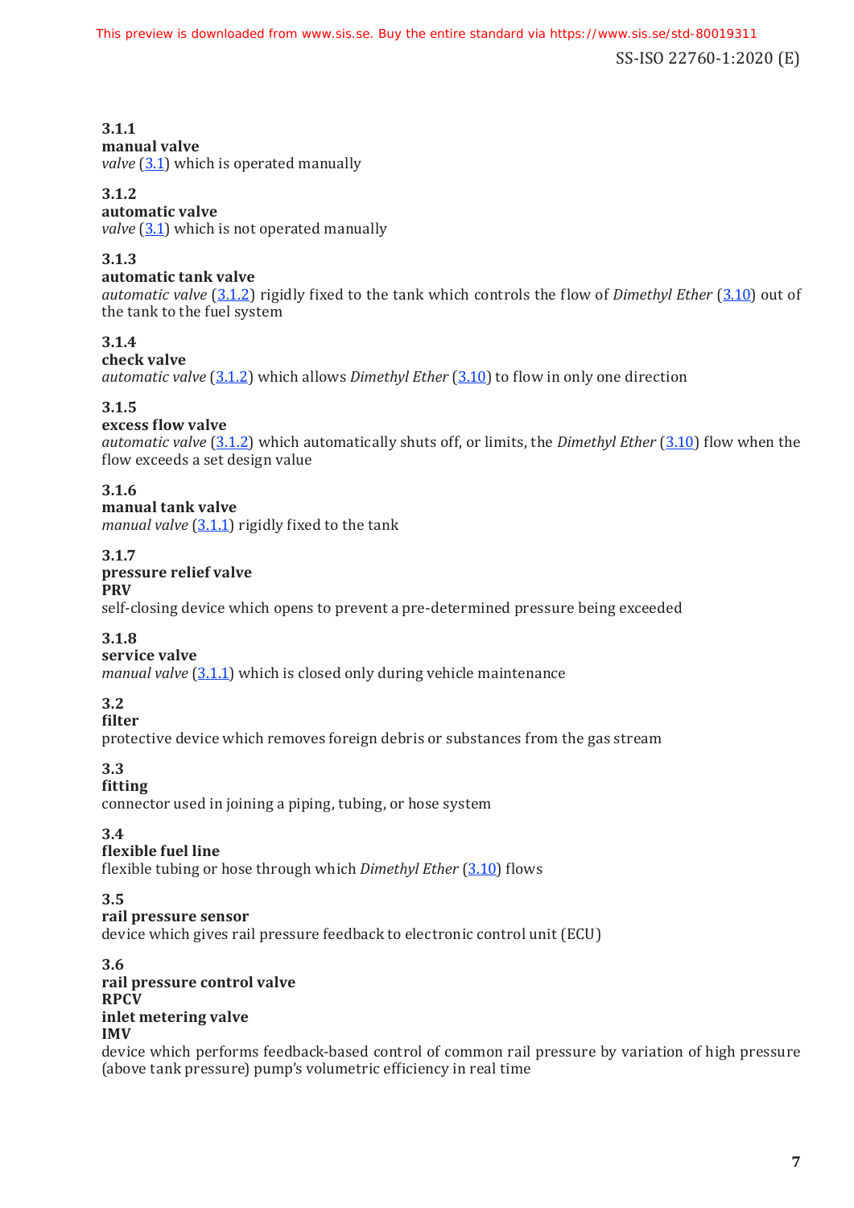**3.1.1**
**manual valve**
*valve* (3.1) which is operated manually

**3.1.2**
**automatic valve**
*valve* (3.1) which is not operated manually

**3.1.3**
**automatic tank valve**
*automatic valve* (3.1.2) rigidly fixed to the tank which controls the flow of *Dimethyl Ether* (3.10) out of the tank to the fuel system

**3.1.4**
**check valve**
*automatic valve* (3.1.2) which allows *Dimethyl Ether* (3.10) to flow in only one direction

**3.1.5**
**excess flow valve**
*automatic valve* (3.1.2) which automatically shuts off, or limits, the *Dimethyl Ether* (3.10) flow when the flow exceeds a set design value

**3.1.6**
**manual tank valve**
*manual valve* (3.1.1) rigidly fixed to the tank

**3.1.7**
**pressure relief valve**
**PRV**
self-closing device which opens to prevent a pre-determined pressure being exceeded

**3.1.8**
**service valve**
*manual valve* (3.1.1) which is closed only during vehicle maintenance

**3.2**
**filter**
protective device which removes foreign debris or substances from the gas stream

**3.3**
**fitting**
connector used in joining a piping, tubing, or hose system

**3.4**
**flexible fuel line**
flexible tubing or hose through which *Dimethyl Ether* (3.10) flows

**3.5**
**rail pressure sensor**
device which gives rail pressure feedback to electronic control unit (ECU)

**3.6**
**rail pressure control valve**
**RPCV**
**inlet metering valve**
**IMV**
device which performs feedback-based control of common rail pressure by variation of high pressure (above tank pressure) pump's volumetric efficiency in real time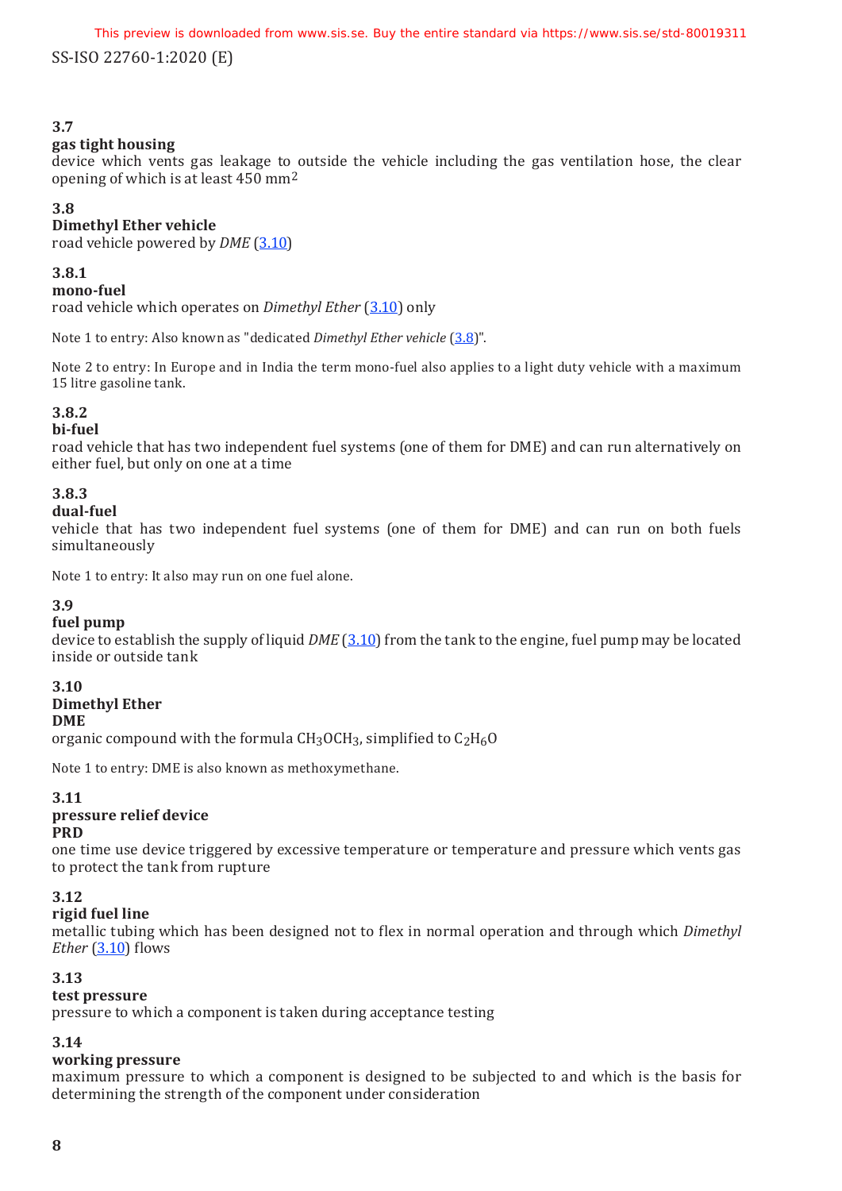**3.7**
**gas tight housing**
device which vents gas leakage to outside the vehicle including the gas ventilation hose, the clear opening of which is at least 450 $mm^2$

**3.8**
**Dimethyl Ether vehicle**
road vehicle powered by *DME* (3.10)

**3.8.1**
**mono-fuel**
road vehicle which operates on *Dimethyl Ether* (3.10) only

Note 1 to entry: Also known as "dedicated *Dimethyl Ether vehicle* (3.8)".

Note 2 to entry: In Europe and in India the term mono-fuel also applies to a light duty vehicle with a maximum 15 litre gasoline tank.

**3.8.2**
**bi-fuel**
road vehicle that has two independent fuel systems (one of them for DME) and can run alternatively on either fuel, but only on one at a time

**3.8.3**
**dual-fuel**
vehicle that has two independent fuel systems (one of them for DME) and can run on both fuels simultaneously

Note 1 to entry: It also may run on one fuel alone.

**3.9**
**fuel pump**
device to establish the supply of liquid *DME* (3.10) from the tank to the engine, fuel pump may be located inside or outside tank

**3.10**
**Dimethyl Ether**
**DME**
organic compound with the formula $CH_3OCH_3$, simplified to $C_2H_6O$

Note 1 to entry: DME is also known as methoxymethane.

**3.11**
**pressure relief device**
**PRD**
one time use device triggered by excessive temperature or temperature and pressure which vents gas to protect the tank from rupture

**3.12**
**rigid fuel line**
metallic tubing which has been designed not to flex in normal operation and through which *Dimethyl Ether* (3.10) flows

**3.13**
**test pressure**
pressure to which a component is taken during acceptance testing

**3.14**
**working pressure**
maximum pressure to which a component is designed to be subjected to and which is the basis for determining the strength of the component under consideration